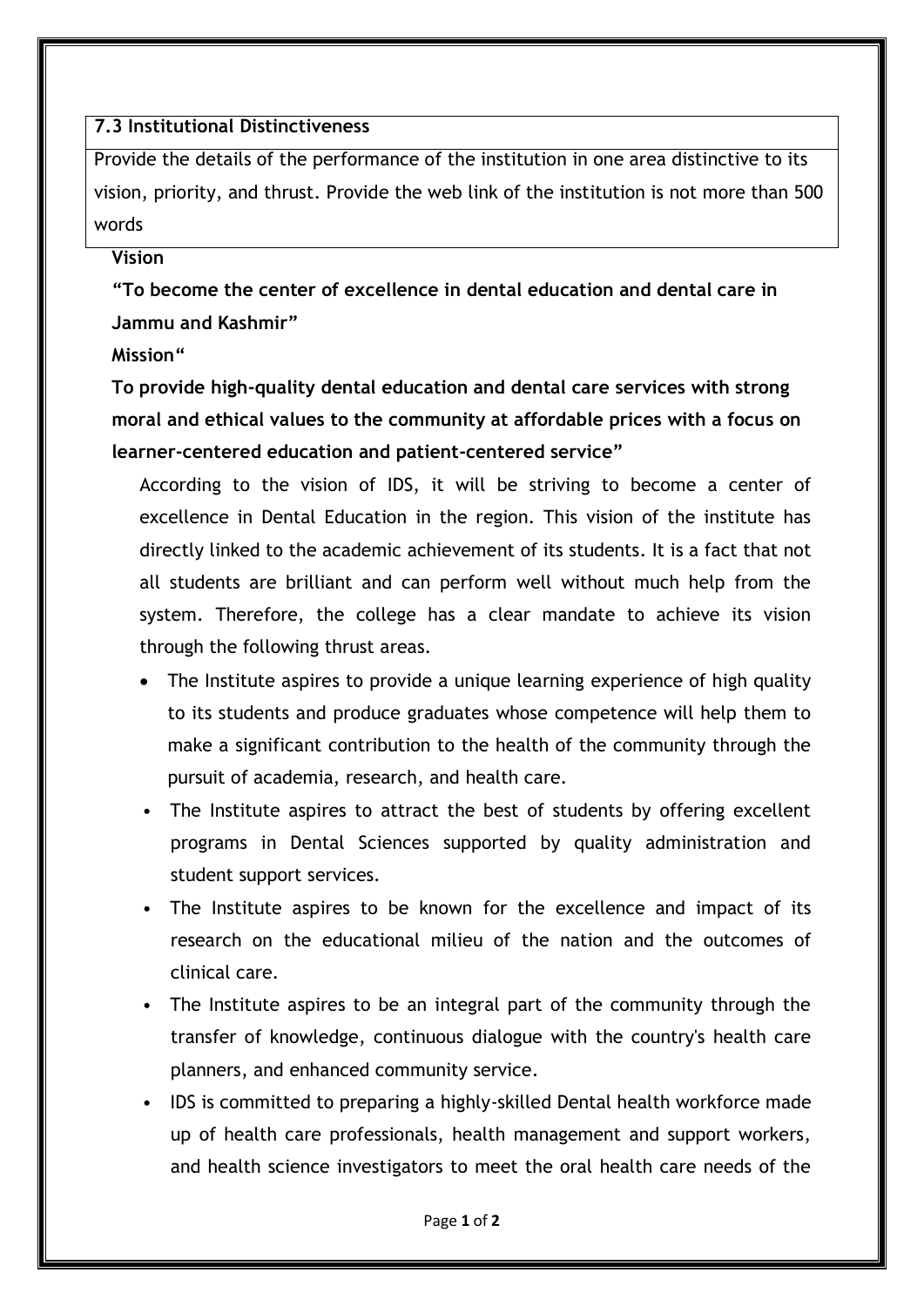| **7.3 Institutional Distinctiveness** |
|---|
| Provide the details of the performance of the institution in one area distinctive to its vision, priority, and thrust. Provide the web link of the institution is not more than 500 words |

**Vision**

**"To become the center of excellence in dental education and dental care in Jammu and Kashmir"**

**Mission"**

**To provide high-quality dental education and dental care services with strong moral and ethical values to the community at affordable prices with a focus on learner-centered education and patient-centered service"**

According to the vision of IDS, it will be striving to become a center of excellence in Dental Education in the region. This vision of the institute has directly linked to the academic achievement of its students. It is a fact that not all students are brilliant and can perform well without much help from the system. Therefore, the college has a clear mandate to achieve its vision through the following thrust areas.

- The Institute aspires to provide a unique learning experience of high quality to its students and produce graduates whose competence will help them to make a significant contribution to the health of the community through the pursuit of academia, research, and health care.
- The Institute aspires to attract the best of students by offering excellent programs in Dental Sciences supported by quality administration and student support services.
- The Institute aspires to be known for the excellence and impact of its research on the educational milieu of the nation and the outcomes of clinical care.
- The Institute aspires to be an integral part of the community through the transfer of knowledge, continuous dialogue with the country's health care planners, and enhanced community service.
- IDS is committed to preparing a highly-skilled Dental health workforce made up of health care professionals, health management and support workers, and health science investigators to meet the oral health care needs of the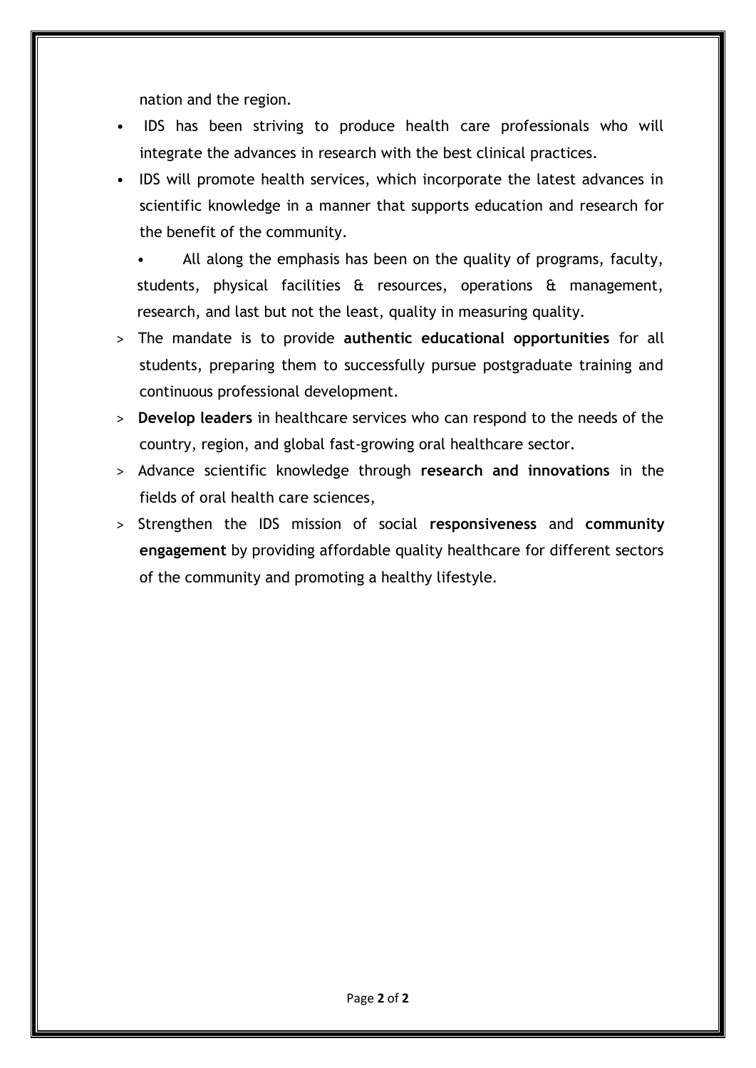nation and the region.

- IDS has been striving to produce health care professionals who will integrate the advances in research with the best clinical practices.
- IDS will promote health services, which incorporate the latest advances in scientific knowledge in a manner that supports education and research for the benefit of the community.
- All along the emphasis has been on the quality of programs, faculty, students, physical facilities & resources, operations & management, research, and last but not the least, quality in measuring quality.

> The mandate is to provide **authentic educational opportunities** for all students, preparing them to successfully pursue postgraduate training and continuous professional development.

> **Develop leaders** in healthcare services who can respond to the needs of the country, region, and global fast-growing oral healthcare sector.

> Advance scientific knowledge through **research and innovations** in the fields of oral health care sciences,

> Strengthen the IDS mission of social **responsiveness** and **community engagement** by providing affordable quality healthcare for different sectors of the community and promoting a healthy lifestyle.